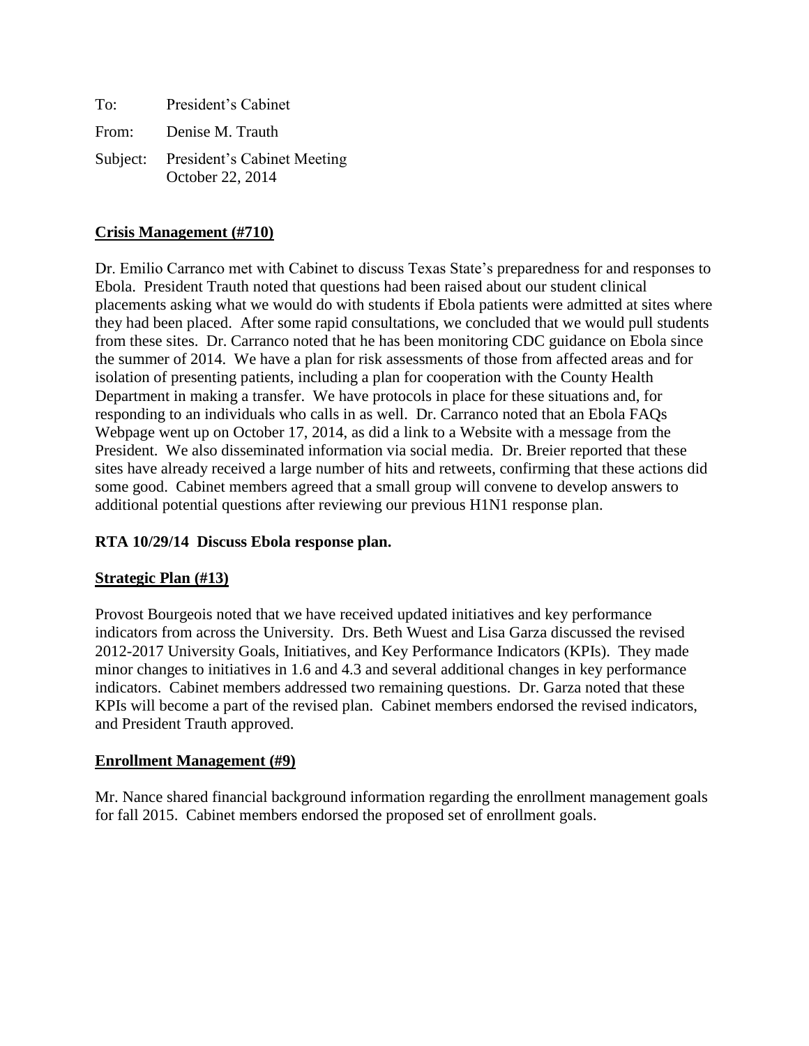To: President's Cabinet

From: Denise M. Trauth

Subject: President's Cabinet Meeting
October 22, 2014

**Crisis Management (#710)**

Dr. Emilio Carranco met with Cabinet to discuss Texas State's preparedness for and responses to Ebola. President Trauth noted that questions had been raised about our student clinical placements asking what we would do with students if Ebola patients were admitted at sites where they had been placed. After some rapid consultations, we concluded that we would pull students from these sites. Dr. Carranco noted that he has been monitoring CDC guidance on Ebola since the summer of 2014. We have a plan for risk assessments of those from affected areas and for isolation of presenting patients, including a plan for cooperation with the County Health Department in making a transfer. We have protocols in place for these situations and, for responding to an individuals who calls in as well. Dr. Carranco noted that an Ebola FAQs Webpage went up on October 17, 2014, as did a link to a Website with a message from the President. We also disseminated information via social media. Dr. Breier reported that these sites have already received a large number of hits and retweets, confirming that these actions did some good. Cabinet members agreed that a small group will convene to develop answers to additional potential questions after reviewing our previous H1N1 response plan.

**RTA 10/29/14 Discuss Ebola response plan.**

**Strategic Plan (#13)**

Provost Bourgeois noted that we have received updated initiatives and key performance indicators from across the University. Drs. Beth Wuest and Lisa Garza discussed the revised 2012-2017 University Goals, Initiatives, and Key Performance Indicators (KPIs). They made minor changes to initiatives in 1.6 and 4.3 and several additional changes in key performance indicators. Cabinet members addressed two remaining questions. Dr. Garza noted that these KPIs will become a part of the revised plan. Cabinet members endorsed the revised indicators, and President Trauth approved.

**Enrollment Management (#9)**

Mr. Nance shared financial background information regarding the enrollment management goals for fall 2015. Cabinet members endorsed the proposed set of enrollment goals.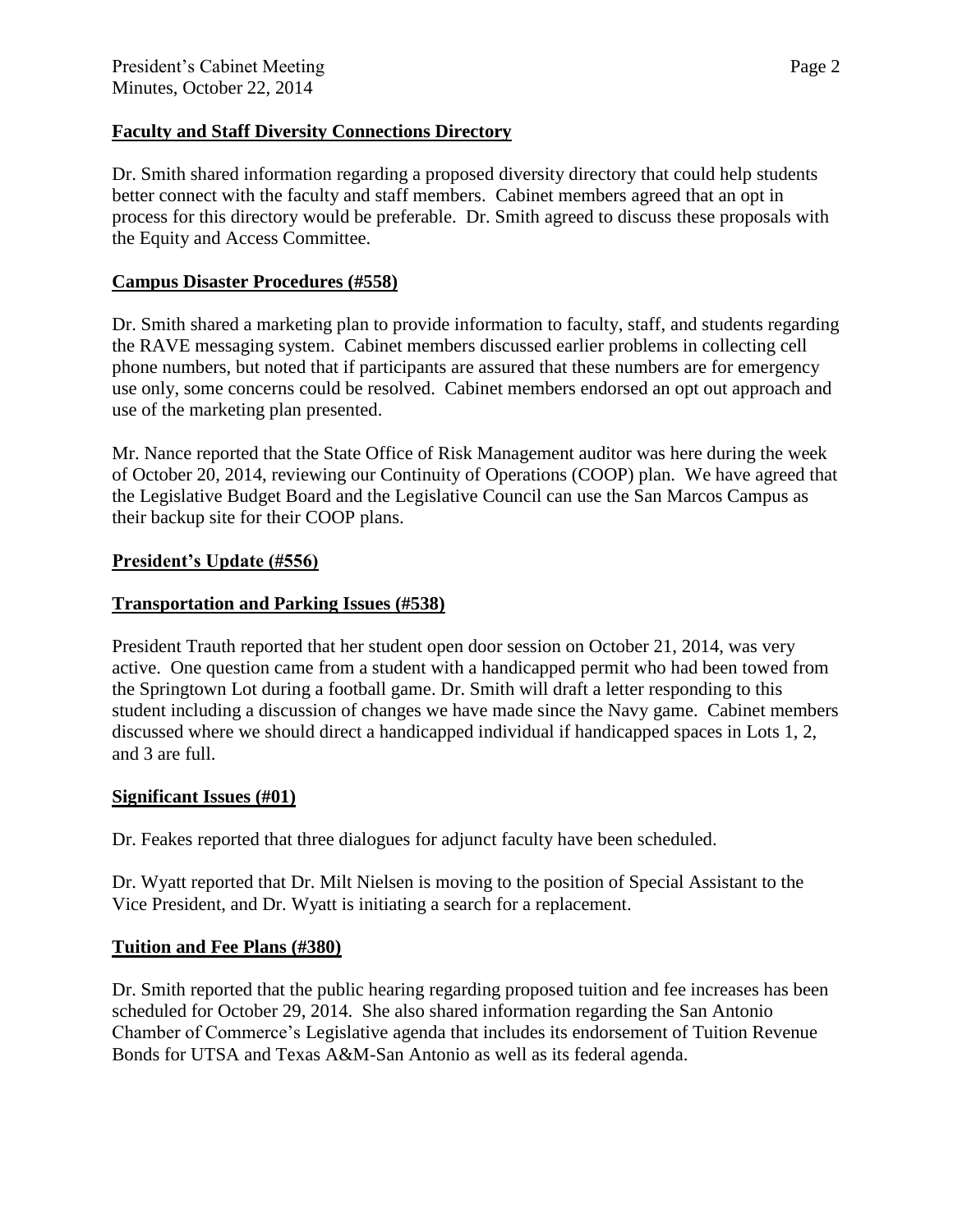**Faculty and Staff Diversity Connections Directory**

Dr. Smith shared information regarding a proposed diversity directory that could help students better connect with the faculty and staff members. Cabinet members agreed that an opt in process for this directory would be preferable. Dr. Smith agreed to discuss these proposals with the Equity and Access Committee.

**Campus Disaster Procedures (#558)**

Dr. Smith shared a marketing plan to provide information to faculty, staff, and students regarding the RAVE messaging system. Cabinet members discussed earlier problems in collecting cell phone numbers, but noted that if participants are assured that these numbers are for emergency use only, some concerns could be resolved. Cabinet members endorsed an opt out approach and use of the marketing plan presented.

Mr. Nance reported that the State Office of Risk Management auditor was here during the week of October 20, 2014, reviewing our Continuity of Operations (COOP) plan. We have agreed that the Legislative Budget Board and the Legislative Council can use the San Marcos Campus as their backup site for their COOP plans.

**President's Update (#556)**

**Transportation and Parking Issues (#538)**

President Trauth reported that her student open door session on October 21, 2014, was very active. One question came from a student with a handicapped permit who had been towed from the Springtown Lot during a football game. Dr. Smith will draft a letter responding to this student including a discussion of changes we have made since the Navy game. Cabinet members discussed where we should direct a handicapped individual if handicapped spaces in Lots 1, 2, and 3 are full.

**Significant Issues (#01)**

Dr. Feakes reported that three dialogues for adjunct faculty have been scheduled.

Dr. Wyatt reported that Dr. Milt Nielsen is moving to the position of Special Assistant to the Vice President, and Dr. Wyatt is initiating a search for a replacement.

**Tuition and Fee Plans (#380)**

Dr. Smith reported that the public hearing regarding proposed tuition and fee increases has been scheduled for October 29, 2014. She also shared information regarding the San Antonio Chamber of Commerce's Legislative agenda that includes its endorsement of Tuition Revenue Bonds for UTSA and Texas A&M-San Antonio as well as its federal agenda.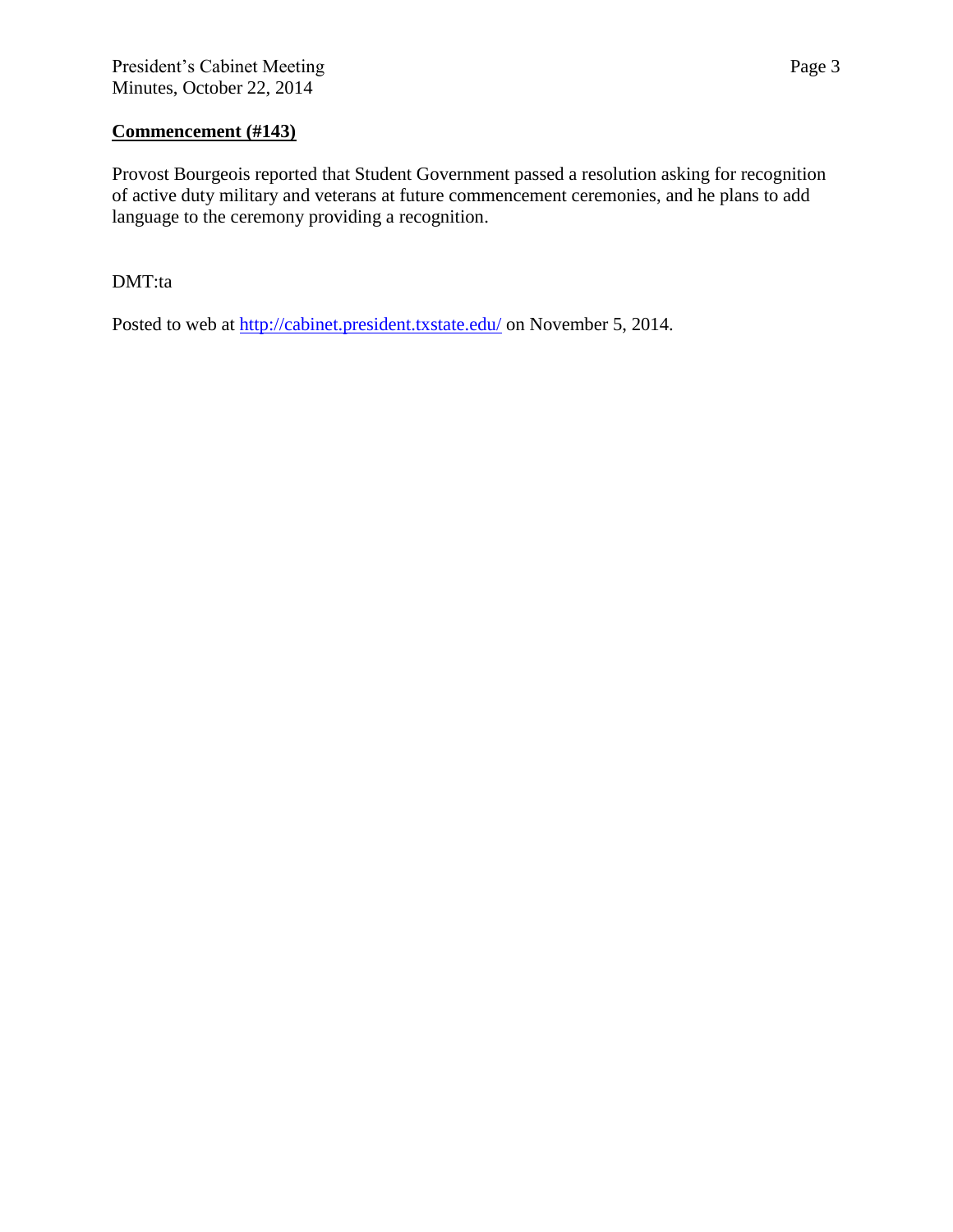**Commencement (#143)**

Provost Bourgeois reported that Student Government passed a resolution asking for recognition of active duty military and veterans at future commencement ceremonies, and he plans to add language to the ceremony providing a recognition.

DMT:ta

Posted to web at http://cabinet.president.txstate.edu/ on November 5, 2014.